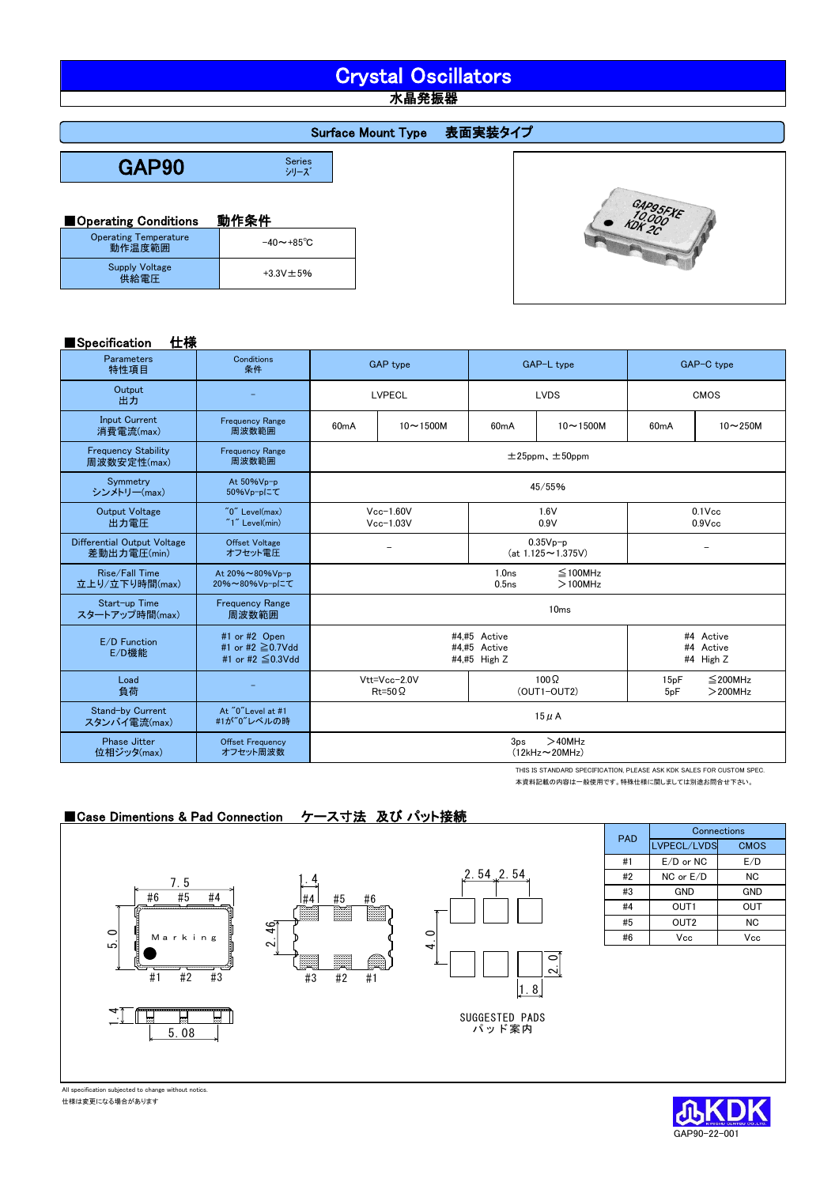# Crystal Oscillators
水晶発振器

## Surface Mount Type　表面実装タイプ

## GAP90 Series シリーズ

### ■Operating Conditions　動作条件

| | |
|---|---|
| Operating Temperature 動作温度範囲 | −40～+85℃ |
| Supply Voltage 供給電圧 | +3.3V±5% |

### ■Specification　仕様

| Parameters 特性項目 | Conditions 条件 | GAP type | | GAP-L type | | GAP-C type | |
|---|---|---|---|---|---|---|---|
| Output 出力 | − | LVPECL | | LVDS | | CMOS | |
| Input Current 消費電流(max) | Frequency Range 周波数範囲 | 60mA | 10～1500M | 60mA | 10～1500M | 60mA | 10～250M |
| Frequency Stability 周波数安定性(max) | Frequency Range 周波数範囲 | ±25ppm、±50ppm | | | | | |
| Symmetry シンメトリー(max) | At 50%Vp-p 50%Vp-pにて | 45/55% | | | | | |
| Output Voltage 出力電圧 | "0" Level(max) "1" Level(min) | Vcc−1.60V Vcc−1.03V | | 1.6V 0.9V | | 0.1Vcc 0.9Vcc | |
| Differential Output Voltage 差動出力電圧(min) | Offset Voltage オフセット電圧 | − | | 0.35Vp-p (at 1.125～1.375V) | | − | |
| Rise/Fall Time 立上り/立下り時間(max) | At 20%～80%Vp-p 20%～80%Vp-pにて | 1.0ns ≦100MHz 0.5ns ＞100MHz | | | | | |
| Start-up Time スタートアップ時間(max) | Frequency Range 周波数範囲 | 10ms | | | | | |
| E/D Function E/D機能 | #1 or #2 Open #1 or #2 ≧0.7Vdd #1 or #2 ≦0.3Vdd | #4,#5 Active #4,#5 Active #4,#5 High Z | | | | #4 Active #4 Active #4 High Z | |
| Load 負荷 | − | Vtt=Vcc−2.0V Rt=50Ω | | 100Ω (OUT1-OUT2) | | 15pF ≦200MHz 5pF ＞200MHz | |
| Stand-by Current スタンバイ電流(max) | At "0"Level at #1 #1が"0"レベルの時 | 15μA | | | | | |
| Phase Jitter 位相ジッタ(max) | Offset Frequency オフセット周波数 | 3ps ＞40MHz (12kHz～20MHz) | | | | | |

THIS IS STANDARD SPECIFICATION, PLEASE ASK KDK SALES FOR CUSTOM SPEC.
本資料記載の内容は一般使用です。特殊仕様に関しましては別途お問合せ下さい。

### ■Case Dimentions & Pad Connection　ケース寸法 及び パッド接続

Dimensions: 7.5 × 5.0, height 1.4, 5.08, 2.46, 1.4 (pads #4 #5 #6 / #3 #2 #1), Marking

SUGGESTED PADS パッド案内: 2.54, 2.54, 4.0, 2.0, 1.8

| PAD | Connections LVPECL/LVDS | CMOS |
|---|---|---|
| #1 | E/D or NC | E/D |
| #2 | NC or E/D | NC |
| #3 | GND | GND |
| #4 | OUT1 | OUT |
| #5 | OUT2 | NC |
| #6 | Vcc | Vcc |

All specification subjected to change without notics.
仕様は変更になる場合があります

KDK GAP90-22-001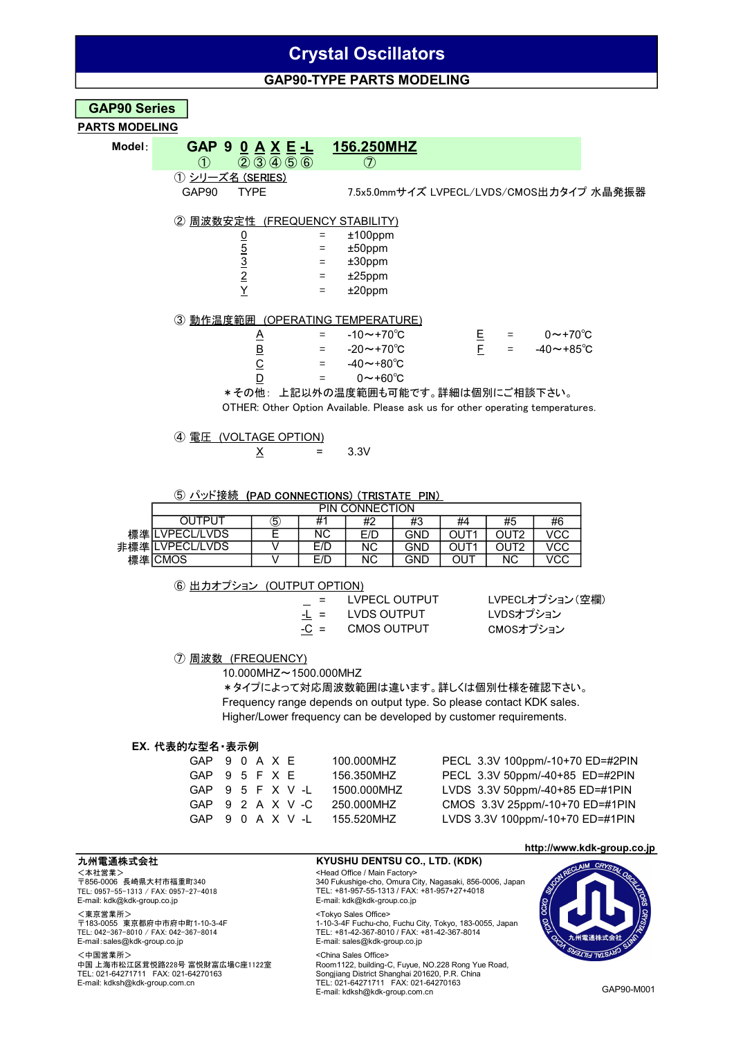# Crystal Oscillators

## GAP90-TYPE PARTS MODELING

### GAP90 Series

**PARTS MODELING**

**Model**: **GAP 9 0 A X E -L 156.250MHZ**
① ②③④⑤⑥ ⑦

① シリーズ名 (SERIES)
GAP90 TYPE 7.5x5.0mmサイズ LVPECL/LVDS/CMOS出力タイプ 水晶発振器

② 周波数安定性 (FREQUENCY STABILITY)

| | | |
|---|---|---|
| 0 | = | ±100ppm |
| 5 | = | ±50ppm |
| 3 | = | ±30ppm |
| 2 | = | ±25ppm |
| Y | = | ±20ppm |

③ 動作温度範囲 (OPERATING TEMPERATURE)

| | | | | | |
|---|---|---|---|---|---|
| A | = | -10～+70℃ | E | = | 0～+70℃ |
| B | = | -20～+70℃ | F | = | -40～+85℃ |
| C | = | -40～+80℃ | | | |
| D | = | 0～+60℃ | | | |

＊その他: 上記以外の温度範囲も可能です。詳細は個別にご相談下さい。
OTHER: Other Option Available. Please ask us for other operating temperatures.

④ 電圧 (VOLTAGE OPTION)
X = 3.3V

⑤ パッド接続 (PAD CONNECTIONS) (TRISTATE PIN)

| | OUTPUT | ⑤ | PIN CONNECTION #1 | #2 | #3 | #4 | #5 | #6 |
|---|---|---|---|---|---|---|---|---|
| 標準 | LVPECL/LVDS | E | NC | E/D | GND | OUT1 | OUT2 | VCC |
| 非標準 | LVPECL/LVDS | V | E/D | NC | GND | OUT1 | OUT2 | VCC |
| 標準 | CMOS | V | E/D | NC | GND | OUT | NC | VCC |

⑥ 出力オプション (OUTPUT OPTION)

| | | | |
|---|---|---|---|
| _ | = | LVPECL OUTPUT | LVPECLオプション(空欄) |
| -L | = | LVDS OUTPUT | LVDSオプション |
| -C | = | CMOS OUTPUT | CMOSオプション |

⑦ 周波数 (FREQUENCY)
10.000MHZ～1500.000MHZ
＊タイプによって対応周波数範囲は違います。詳しくは個別仕様を確認下さい。
Frequency range depends on output type. So please contact KDK sales.
Higher/Lower frequency can be developed by customer requirements.

**EX. 代表的な型名・表示例**

| | | |
|---|---|---|
| GAP 9 0 A X E | 100.000MHZ | PECL 3.3V 100ppm/-10+70 ED=#2PIN |
| GAP 9 5 F X E | 156.350MHZ | PECL 3.3V 50ppm/-40+85 ED=#2PIN |
| GAP 9 5 F X V -L | 1500.000MHZ | LVDS 3.3V 50ppm/-40+85 ED=#1PIN |
| GAP 9 2 A X V -C | 250.000MHZ | CMOS 3.3V 25ppm/-10+70 ED=#1PIN |
| GAP 9 0 A X V -L | 155.520MHZ | LVDS 3.3V 100ppm/-10+70 ED=#1PIN |

http://www.kdk-group.co.jp

**九州電通株式会社**
<本社営業>
〒856-0006 長崎県大村市福重町340
TEL: 0957-55-1313 / FAX: 0957-27-4018
E-mail: kdk@kdk-group.co.jp

<東京営業所>
〒183-0055 東京都府中市府中町1-10-3-4F
TEL: 042-367-8010 / FAX: 042-367-8014
E-mail: sales@kdk-group.co.jp

<中国営業所>
中国 上海市松江区茸悦路228号 富悦財富広場C座1122室
TEL: 021-64271711 FAX: 021-64270163
E-mail: kdksh@kdk-group.com.cn

**KYUSHU DENTSU CO., LTD. (KDK)**
<Head Office / Main Factory>
340 Fukushige-cho, Omura City, Nagasaki, 856-0006, Japan
TEL: +81-957-55-1313 / FAX: +81-957+27+4018
E-mail: kdk@kdk-group.co.jp

<Tokyo Sales Office>
1-10-3-4F Fuchu-cho, Fuchu City, Tokyo, 183-0055, Japan
TEL: +81-42-367-8010 / FAX: +81-42-367-8014
E-mail: sales@kdk-group.co.jp

<China Sales Office>
Room1122, building-C, Fuyue, NO.228 Rong Yue Road,
Songjiang District Shanghai 201620, P.R. China
TEL: 021-64271711 FAX: 021-64270163
E-mail: kdksh@kdk-group.com.cn

GAP90-M001